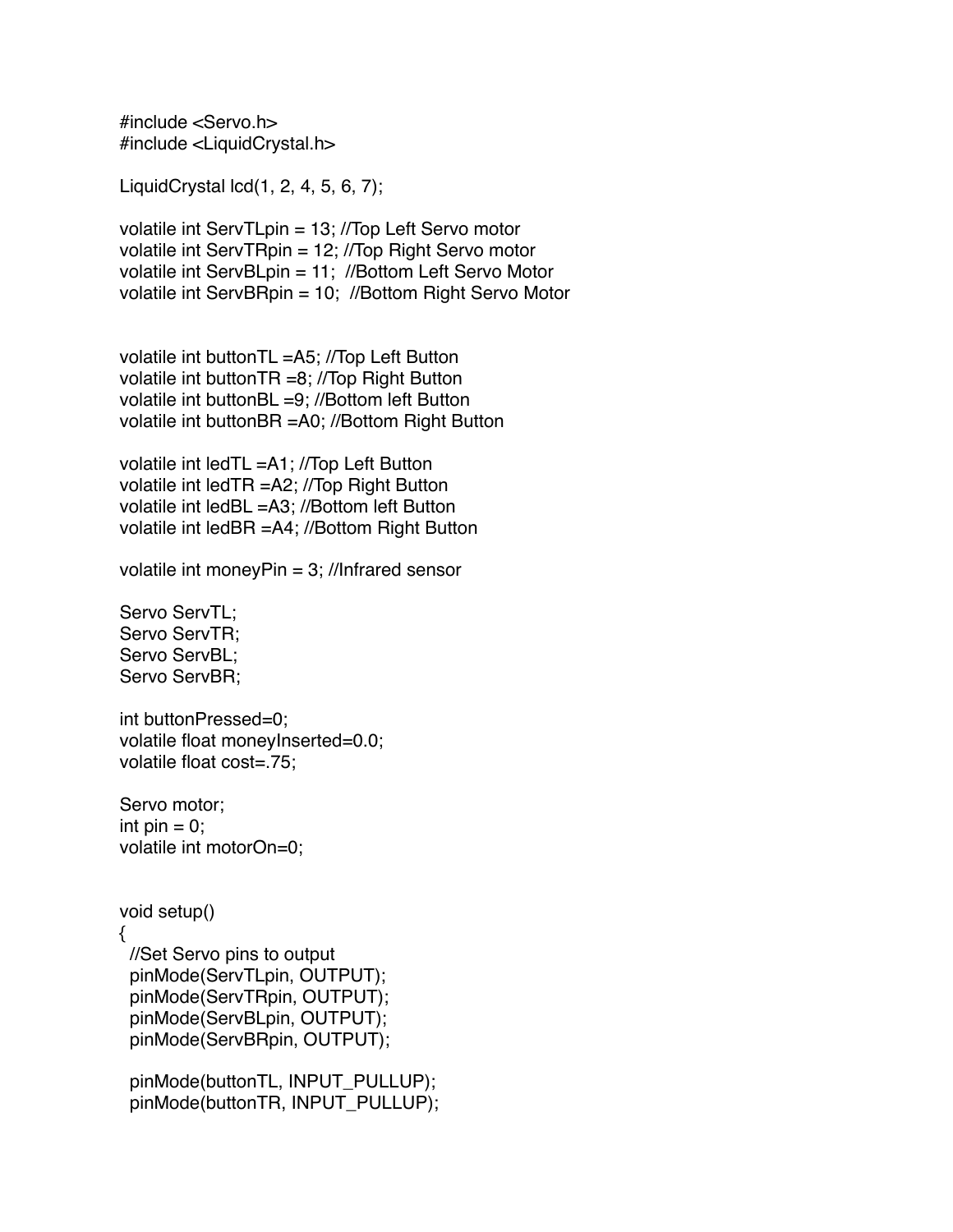```
#include <Servo.h>
#include <LiquidCrystal.h>

LiquidCrystal lcd(1, 2, 4, 5, 6, 7);

volatile int ServTLpin = 13; //Top Left Servo motor
volatile int ServTRpin = 12; //Top Right Servo motor
volatile int ServBLpin = 11;  //Bottom Left Servo Motor
volatile int ServBRpin = 10;  //Bottom Right Servo Motor


volatile int buttonTL =A5; //Top Left Button
volatile int buttonTR =8; //Top Right Button
volatile int buttonBL =9; //Bottom left Button
volatile int buttonBR =A0; //Bottom Right Button

volatile int ledTL =A1; //Top Left Button
volatile int ledTR =A2; //Top Right Button
volatile int ledBL =A3; //Bottom left Button
volatile int ledBR =A4; //Bottom Right Button

volatile int moneyPin = 3; //Infrared sensor

Servo ServTL;
Servo ServTR;
Servo ServBL;
Servo ServBR;

int buttonPressed=0;
volatile float moneyInserted=0.0;
volatile float cost=.75;

Servo motor;
int pin = 0;
volatile int motorOn=0;


void setup()
{
  //Set Servo pins to output
  pinMode(ServTLpin, OUTPUT);
  pinMode(ServTRpin, OUTPUT);
  pinMode(ServBLpin, OUTPUT);
  pinMode(ServBRpin, OUTPUT);

  pinMode(buttonTL, INPUT_PULLUP);
  pinMode(buttonTR, INPUT_PULLUP);
```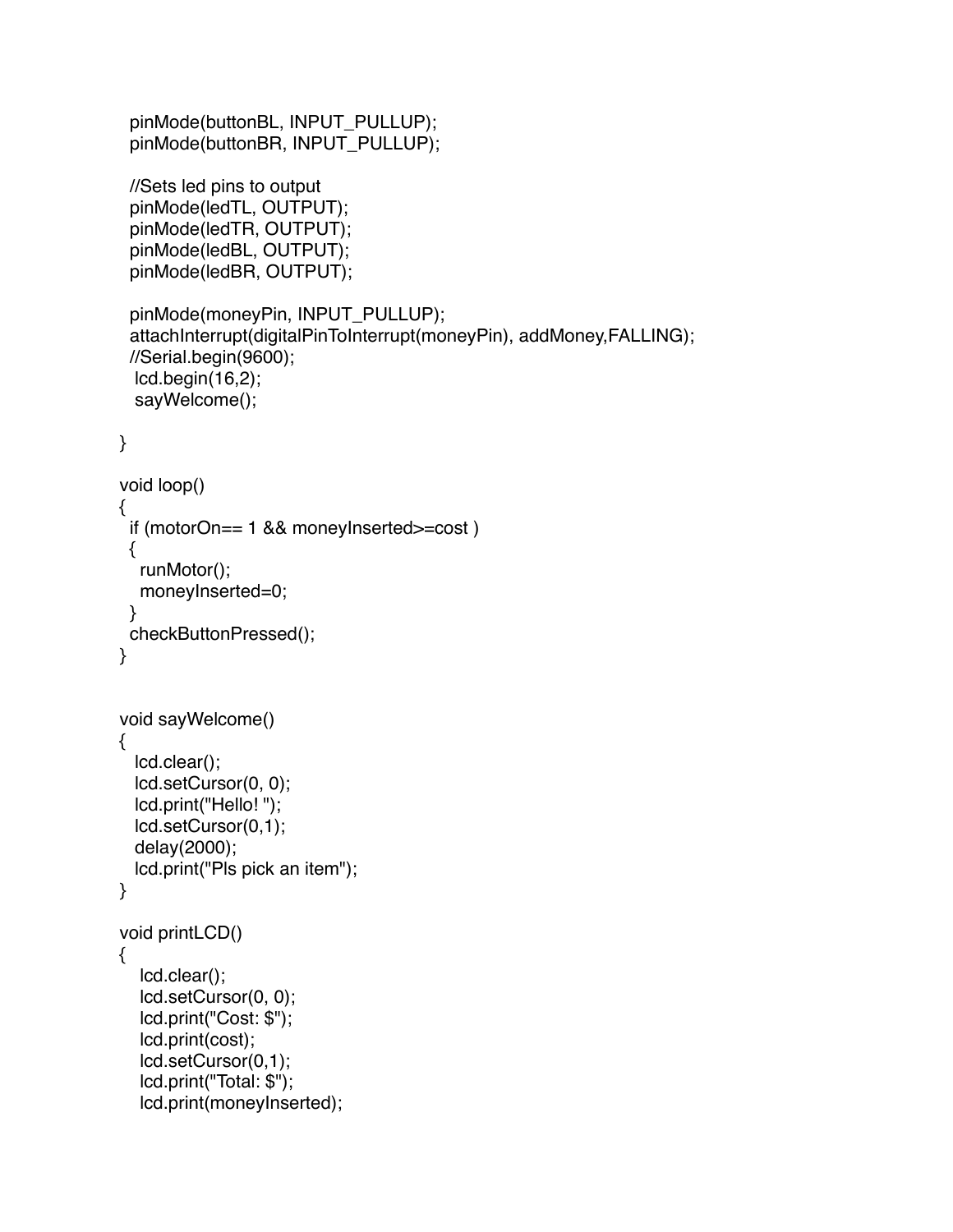```
  pinMode(buttonBL, INPUT_PULLUP);
  pinMode(buttonBR, INPUT_PULLUP);

  //Sets led pins to output
  pinMode(ledTL, OUTPUT);
  pinMode(ledTR, OUTPUT);
  pinMode(ledBL, OUTPUT);
  pinMode(ledBR, OUTPUT);

  pinMode(moneyPin, INPUT_PULLUP);
  attachInterrupt(digitalPinToInterrupt(moneyPin), addMoney,FALLING);
  //Serial.begin(9600);
   lcd.begin(16,2);
   sayWelcome();

}

void loop()
{
  if (motorOn== 1 && moneyInserted>=cost )
  {
    runMotor();
    moneyInserted=0;
  }
  checkButtonPressed();
}


void sayWelcome()
{
   lcd.clear();
   lcd.setCursor(0, 0);
   lcd.print("Hello! ");
   lcd.setCursor(0,1);
   delay(2000);
   lcd.print("Pls pick an item");
}

void printLCD()
{
    lcd.clear();
    lcd.setCursor(0, 0);
    lcd.print("Cost: $");
    lcd.print(cost);
    lcd.setCursor(0,1);
    lcd.print("Total: $");
    lcd.print(moneyInserted);
```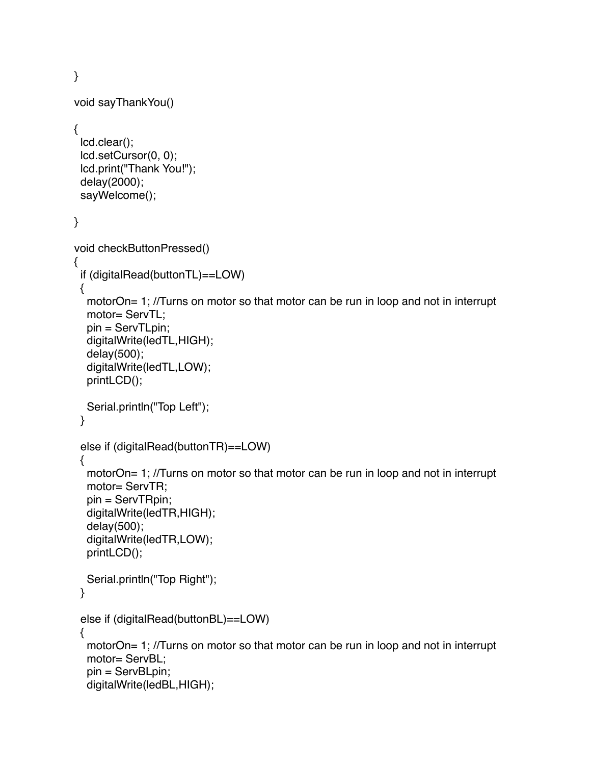```
}

void sayThankYou()

{
  lcd.clear();
  lcd.setCursor(0, 0);
  lcd.print("Thank You!");
  delay(2000);
  sayWelcome();

}

void checkButtonPressed()
{
  if (digitalRead(buttonTL)==LOW)
  {
    motorOn= 1; //Turns on motor so that motor can be run in loop and not in interrupt
    motor= ServTL;
    pin = ServTLpin;
    digitalWrite(ledTL,HIGH);
    delay(500);
    digitalWrite(ledTL,LOW);
    printLCD();

    Serial.println("Top Left");
  }

  else if (digitalRead(buttonTR)==LOW)
  {
    motorOn= 1; //Turns on motor so that motor can be run in loop and not in interrupt
    motor= ServTR;
    pin = ServTRpin;
    digitalWrite(ledTR,HIGH);
    delay(500);
    digitalWrite(ledTR,LOW);
    printLCD();

    Serial.println("Top Right");
  }

  else if (digitalRead(buttonBL)==LOW)
  {
    motorOn= 1; //Turns on motor so that motor can be run in loop and not in interrupt
    motor= ServBL;
    pin = ServBLpin;
    digitalWrite(ledBL,HIGH);
```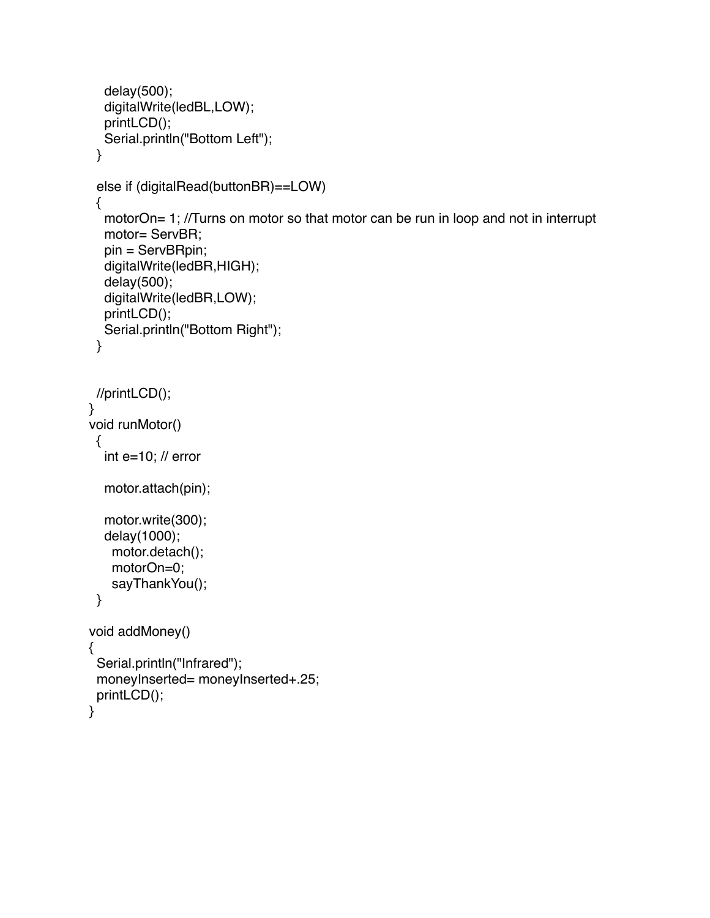```
    delay(500);
    digitalWrite(ledBL,LOW);
    printLCD();
    Serial.println("Bottom Left");
  }

  else if (digitalRead(buttonBR)==LOW)
  {
    motorOn= 1; //Turns on motor so that motor can be run in loop and not in interrupt
    motor= ServBR;
    pin = ServBRpin;
    digitalWrite(ledBR,HIGH);
    delay(500);
    digitalWrite(ledBR,LOW);
    printLCD();
    Serial.println("Bottom Right");
  }


  //printLCD();
}
void runMotor()
  {
    int e=10; // error

    motor.attach(pin);

    motor.write(300);
    delay(1000);
      motor.detach();
      motorOn=0;
      sayThankYou();
  }

void addMoney()
{
  Serial.println("Infrared");
  moneyInserted= moneyInserted+.25;
  printLCD();
}
```